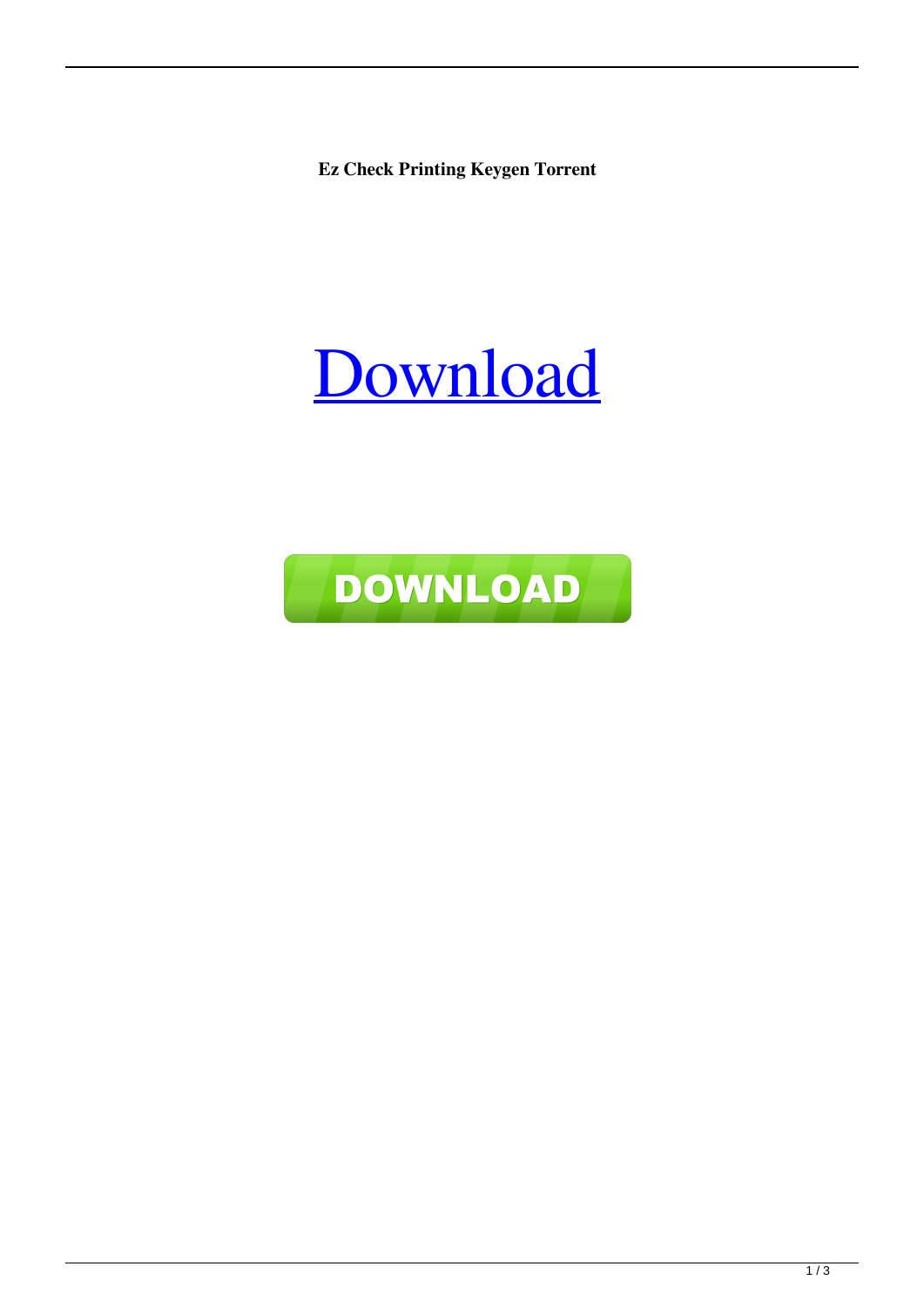**Ez Check Printing Keygen Torrent**

Download

DOWNLOAD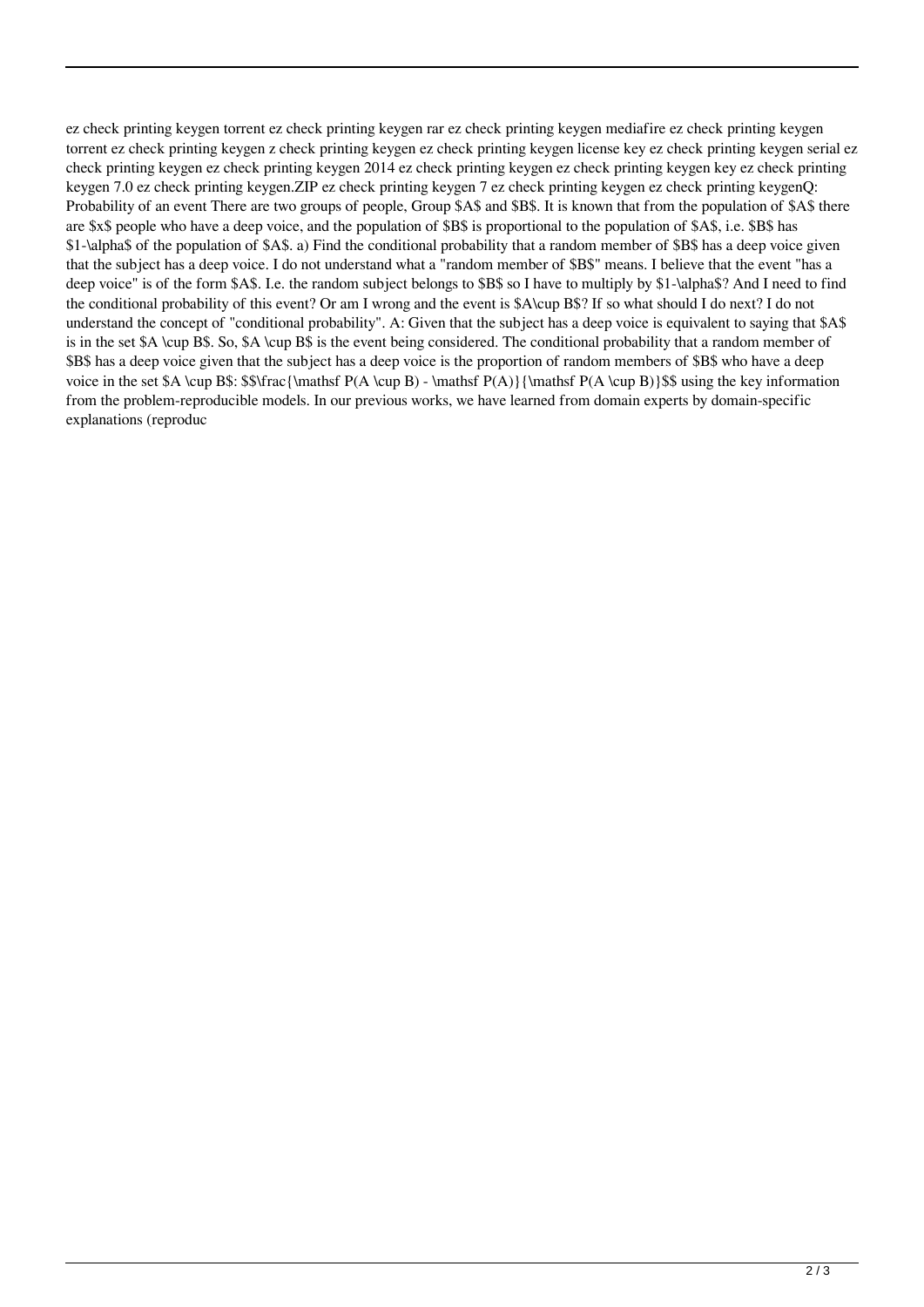ez check printing keygen torrent ez check printing keygen rar ez check printing keygen mediafire ez check printing keygen torrent ez check printing keygen z check printing keygen ez check printing keygen license key ez check printing keygen serial ez check printing keygen ez check printing keygen 2014 ez check printing keygen ez check printing keygen key ez check printing keygen 7.0 ez check printing keygen.ZIP ez check printing keygen 7 ez check printing keygen ez check printing keygenQ: Probability of an event There are two groups of people, Group $A$ and $B$. It is known that from the population of $A$ there are $x$ people who have a deep voice, and the population of $B$ is proportional to the population of $A$, i.e. $B$ has $1-\alpha$ of the population of $A$. a) Find the conditional probability that a random member of $B$ has a deep voice given that the subject has a deep voice. I do not understand what a "random member of $B$" means. I believe that the event "has a deep voice" is of the form $A$. I.e. the random subject belongs to $B$ so I have to multiply by $1-\alpha$? And I need to find the conditional probability of this event? Or am I wrong and the event is $A\cup B$? If so what should I do next? I do not understand the concept of "conditional probability". A: Given that the subject has a deep voice is equivalent to saying that $A$ is in the set $A \cup B$. So, $A \cup B$ is the event being considered. The conditional probability that a random member of $B$ has a deep voice given that the subject has a deep voice is the proportion of random members of $B$ who have a deep voice in the set $A \cup B$: $$\frac{\mathsf P(A \cup B) - \mathsf P(A)}{\mathsf P(A \cup B)}$$ using the key information from the problem-reproducible models. In our previous works, we have learned from domain experts by domain-specific explanations (reproduc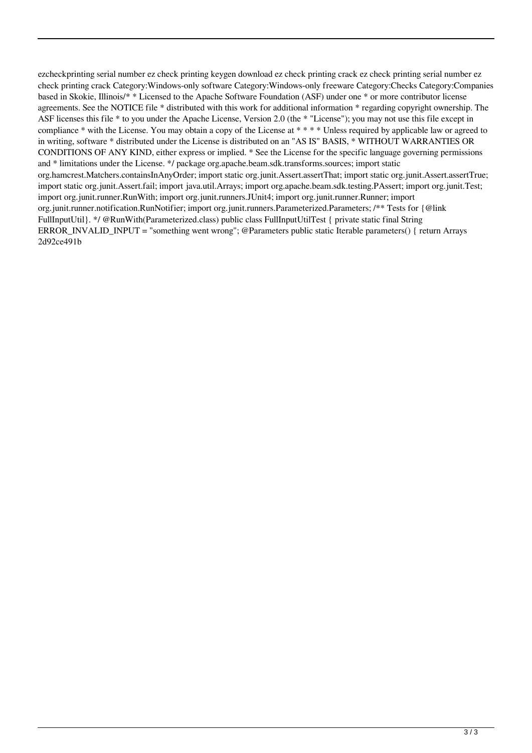ezcheckprinting serial number ez check printing keygen download ez check printing crack ez check printing serial number ez check printing crack Category:Windows-only software Category:Windows-only freeware Category:Checks Category:Companies based in Skokie, Illinois/* * Licensed to the Apache Software Foundation (ASF) under one * or more contributor license agreements. See the NOTICE file * distributed with this work for additional information * regarding copyright ownership. The ASF licenses this file * to you under the Apache License, Version 2.0 (the * "License"); you may not use this file except in compliance * with the License. You may obtain a copy of the License at * * * * Unless required by applicable law or agreed to in writing, software * distributed under the License is distributed on an "AS IS" BASIS, * WITHOUT WARRANTIES OR CONDITIONS OF ANY KIND, either express or implied. * See the License for the specific language governing permissions and * limitations under the License. */ package org.apache.beam.sdk.transforms.sources; import static org.hamcrest.Matchers.containsInAnyOrder; import static org.junit.Assert.assertThat; import static org.junit.Assert.assertTrue; import static org.junit.Assert.fail; import java.util.Arrays; import org.apache.beam.sdk.testing.PAssert; import org.junit.Test; import org.junit.runner.RunWith; import org.junit.runners.JUnit4; import org.junit.runner.Runner; import org.junit.runner.notification.RunNotifier; import org.junit.runners.Parameterized.Parameters; /** Tests for {@link FullInputUtil}. */ @RunWith(Parameterized.class) public class FullInputUtilTest { private static final String ERROR_INVALID_INPUT = "something went wrong"; @Parameters public static Iterable parameters() { return Arrays 2d92ce491b